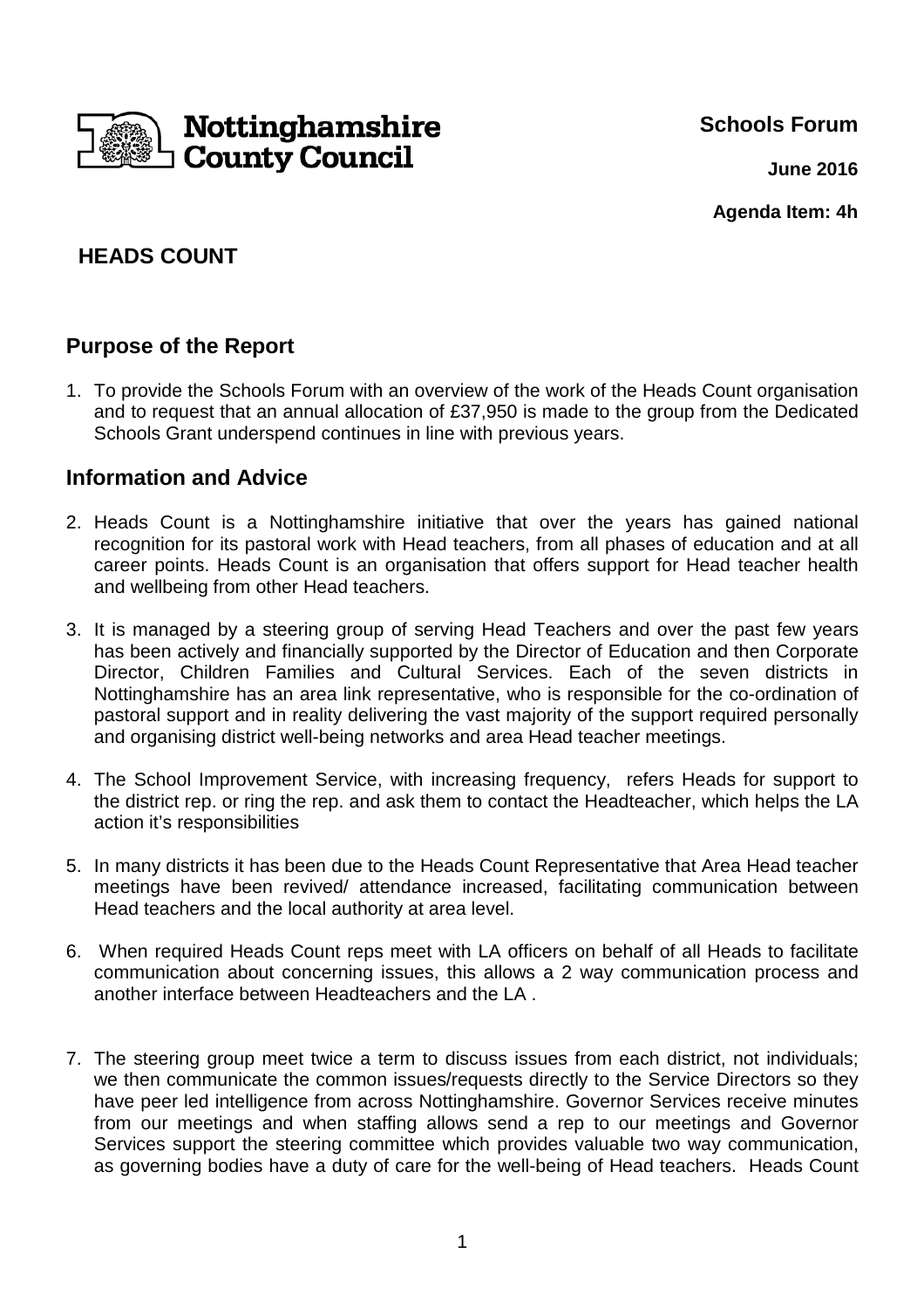Nottinghamshire County Council

**Schools Forum**

**June 2016**

**Agenda Item: 4h**

# HEADS COUNT

## Purpose of the Report

1. To provide the Schools Forum with an overview of the work of the Heads Count organisation and to request that an annual allocation of £37,950 is made to the group from the Dedicated Schools Grant underspend continues in line with previous years.

## Information and Advice

2. Heads Count is a Nottinghamshire initiative that over the years has gained national recognition for its pastoral work with Head teachers, from all phases of education and at all career points. Heads Count is an organisation that offers support for Head teacher health and wellbeing from other Head teachers.

3. It is managed by a steering group of serving Head Teachers and over the past few years has been actively and financially supported by the Director of Education and then Corporate Director, Children Families and Cultural Services. Each of the seven districts in Nottinghamshire has an area link representative, who is responsible for the co-ordination of pastoral support and in reality delivering the vast majority of the support required personally and organising district well-being networks and area Head teacher meetings.

4. The School Improvement Service, with increasing frequency, refers Heads for support to the district rep. or ring the rep. and ask them to contact the Headteacher, which helps the LA action it's responsibilities

5. In many districts it has been due to the Heads Count Representative that Area Head teacher meetings have been revived/ attendance increased, facilitating communication between Head teachers and the local authority at area level.

6. When required Heads Count reps meet with LA officers on behalf of all Heads to facilitate communication about concerning issues, this allows a 2 way communication process and another interface between Headteachers and the LA .

7. The steering group meet twice a term to discuss issues from each district, not individuals; we then communicate the common issues/requests directly to the Service Directors so they have peer led intelligence from across Nottinghamshire. Governor Services receive minutes from our meetings and when staffing allows send a rep to our meetings and Governor Services support the steering committee which provides valuable two way communication, as governing bodies have a duty of care for the well-being of Head teachers. Heads Count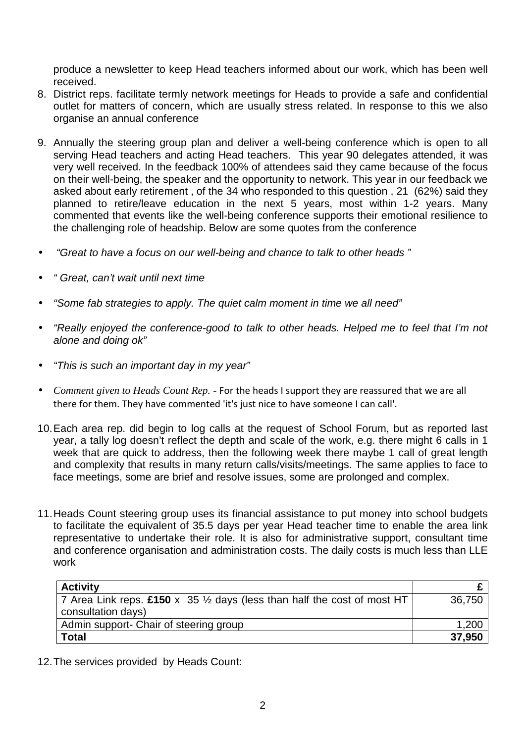produce a newsletter to keep Head teachers informed about our work, which has been well received.

8. District reps. facilitate termly network meetings for Heads to provide a safe and confidential outlet for matters of concern, which are usually stress related. In response to this we also organise an annual conference

9. Annually the steering group plan and deliver a well-being conference which is open to all serving Head teachers and acting Head teachers. This year 90 delegates attended, it was very well received. In the feedback 100% of attendees said they came because of the focus on their well-being, the speaker and the opportunity to network. This year in our feedback we asked about early retirement , of the 34 who responded to this question , 21 (62%) said they planned to retire/leave education in the next 5 years, most within 1-2 years. Many commented that events like the well-being conference supports their emotional resilience to the challenging role of headship. Below are some quotes from the conference

- *"Great to have a focus on our well-being and chance to talk to other heads "*
- *" Great, can't wait until next time*
- *"Some fab strategies to apply. The quiet calm moment in time we all need"*
- *"Really enjoyed the conference-good to talk to other heads. Helped me to feel that I'm not alone and doing ok"*
- *"This is such an important day in my year"*
- *Comment given to Heads Count Rep.* - For the heads I support they are reassured that we are all there for them. They have commented 'it's just nice to have someone I can call'.

10. Each area rep. did begin to log calls at the request of School Forum, but as reported last year, a tally log doesn't reflect the depth and scale of the work, e.g. there might 6 calls in 1 week that are quick to address, then the following week there maybe 1 call of great length and complexity that results in many return calls/visits/meetings. The same applies to face to face meetings, some are brief and resolve issues, some are prolonged and complex.

11. Heads Count steering group uses its financial assistance to put money into school budgets to facilitate the equivalent of 35.5 days per year Head teacher time to enable the area link representative to undertake their role. It is also for administrative support, consultant time and conference organisation and administration costs. The daily costs is much less than LLE work

| **Activity** | **£** |
|---|---|
| 7 Area Link reps. **£150** x 35 ½ days (less than half the cost of most HT consultation days) | 36,750 |
| Admin support- Chair of steering group | 1,200 |
| **Total** | **37,950** |

12. The services provided by Heads Count: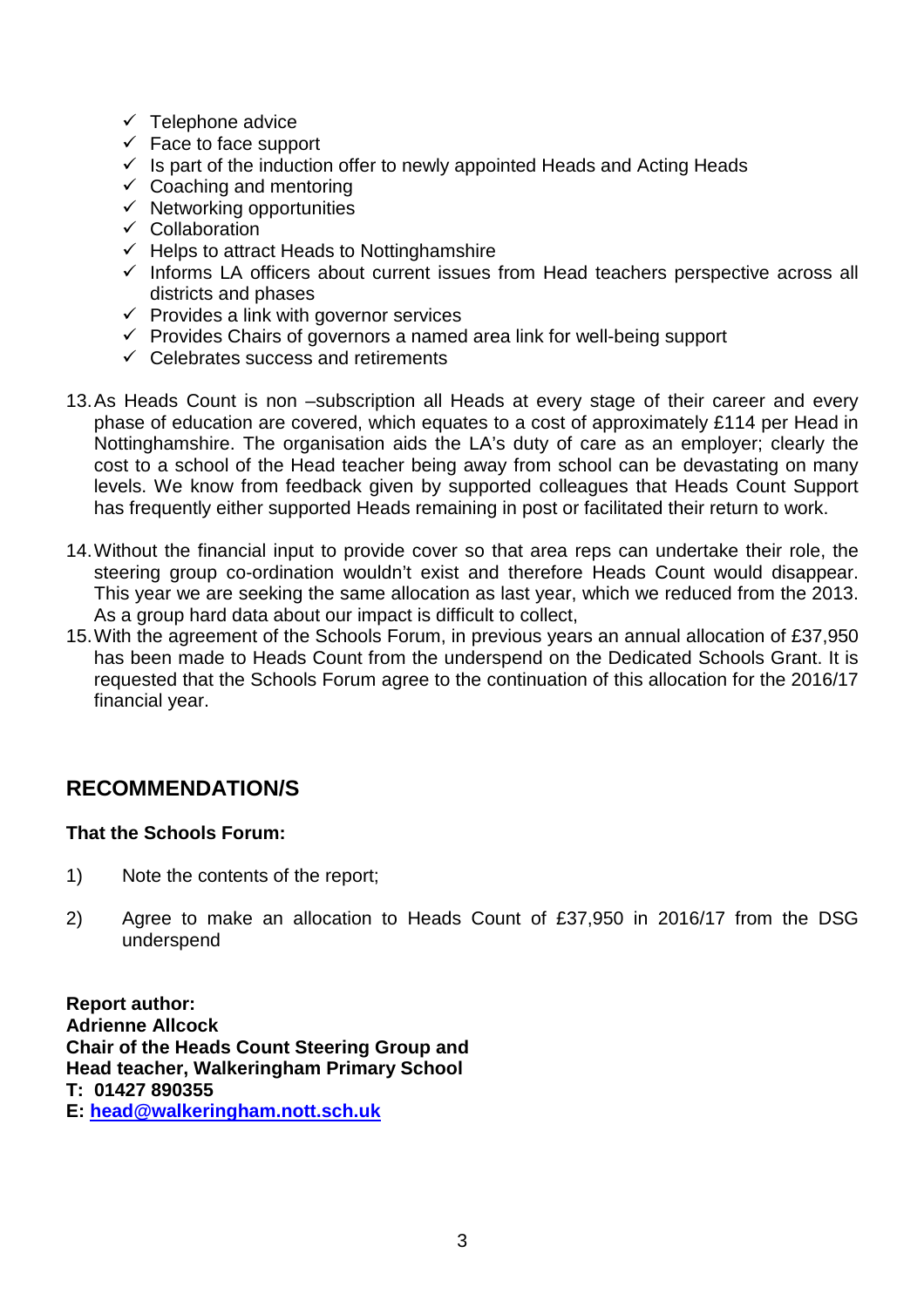- ✓ Telephone advice
- ✓ Face to face support
- ✓ Is part of the induction offer to newly appointed Heads and Acting Heads
- ✓ Coaching and mentoring
- ✓ Networking opportunities
- ✓ Collaboration
- ✓ Helps to attract Heads to Nottinghamshire
- ✓ Informs LA officers about current issues from Head teachers perspective across all districts and phases
- ✓ Provides a link with governor services
- ✓ Provides Chairs of governors a named area link for well-being support
- ✓ Celebrates success and retirements

13. As Heads Count is non –subscription all Heads at every stage of their career and every phase of education are covered, which equates to a cost of approximately £114 per Head in Nottinghamshire. The organisation aids the LA's duty of care as an employer; clearly the cost to a school of the Head teacher being away from school can be devastating on many levels. We know from feedback given by supported colleagues that Heads Count Support has frequently either supported Heads remaining in post or facilitated their return to work.

14. Without the financial input to provide cover so that area reps can undertake their role, the steering group co-ordination wouldn't exist and therefore Heads Count would disappear. This year we are seeking the same allocation as last year, which we reduced from the 2013. As a group hard data about our impact is difficult to collect,

15. With the agreement of the Schools Forum, in previous years an annual allocation of £37,950 has been made to Heads Count from the underspend on the Dedicated Schools Grant. It is requested that the Schools Forum agree to the continuation of this allocation for the 2016/17 financial year.

## RECOMMENDATION/S

**That the Schools Forum:**

1) Note the contents of the report;

2) Agree to make an allocation to Heads Count of £37,950 in 2016/17 from the DSG underspend

**Report author:**
**Adrienne Allcock**
**Chair of the Heads Count Steering Group and**
**Head teacher, Walkeringham Primary School**
**T: 01427 890355**
**E: head@walkeringham.nott.sch.uk**